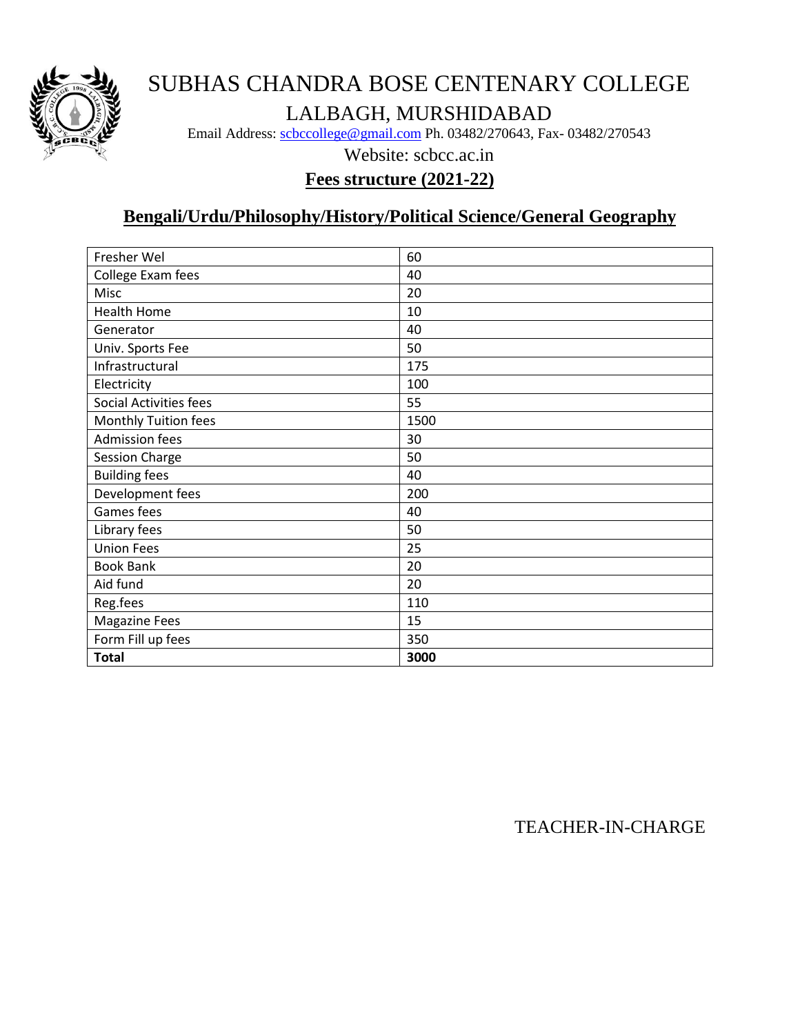# SUBHAS CHANDRA BOSE CENTENARY COLLEGE

## LALBAGH, MURSHIDABAD

Email Address: scbccollege@gmail.com Ph. 03482/270643, Fax- 03482/270543

Website: scbcc.ac.in

## Fees structure (2021-22)

## Bengali/Urdu/Philosophy/History/Political Science/General Geography

| Fresher Wel | 60 |
|---|---|
| College Exam fees | 40 |
| Misc | 20 |
| Health Home | 10 |
| Generator | 40 |
| Univ. Sports Fee | 50 |
| Infrastructural | 175 |
| Electricity | 100 |
| Social Activities fees | 55 |
| Monthly Tuition fees | 1500 |
| Admission fees | 30 |
| Session Charge | 50 |
| Building fees | 40 |
| Development fees | 200 |
| Games fees | 40 |
| Library fees | 50 |
| Union Fees | 25 |
| Book Bank | 20 |
| Aid fund | 20 |
| Reg.fees | 110 |
| Magazine Fees | 15 |
| Form Fill up fees | 350 |
| **Total** | **3000** |

TEACHER-IN-CHARGE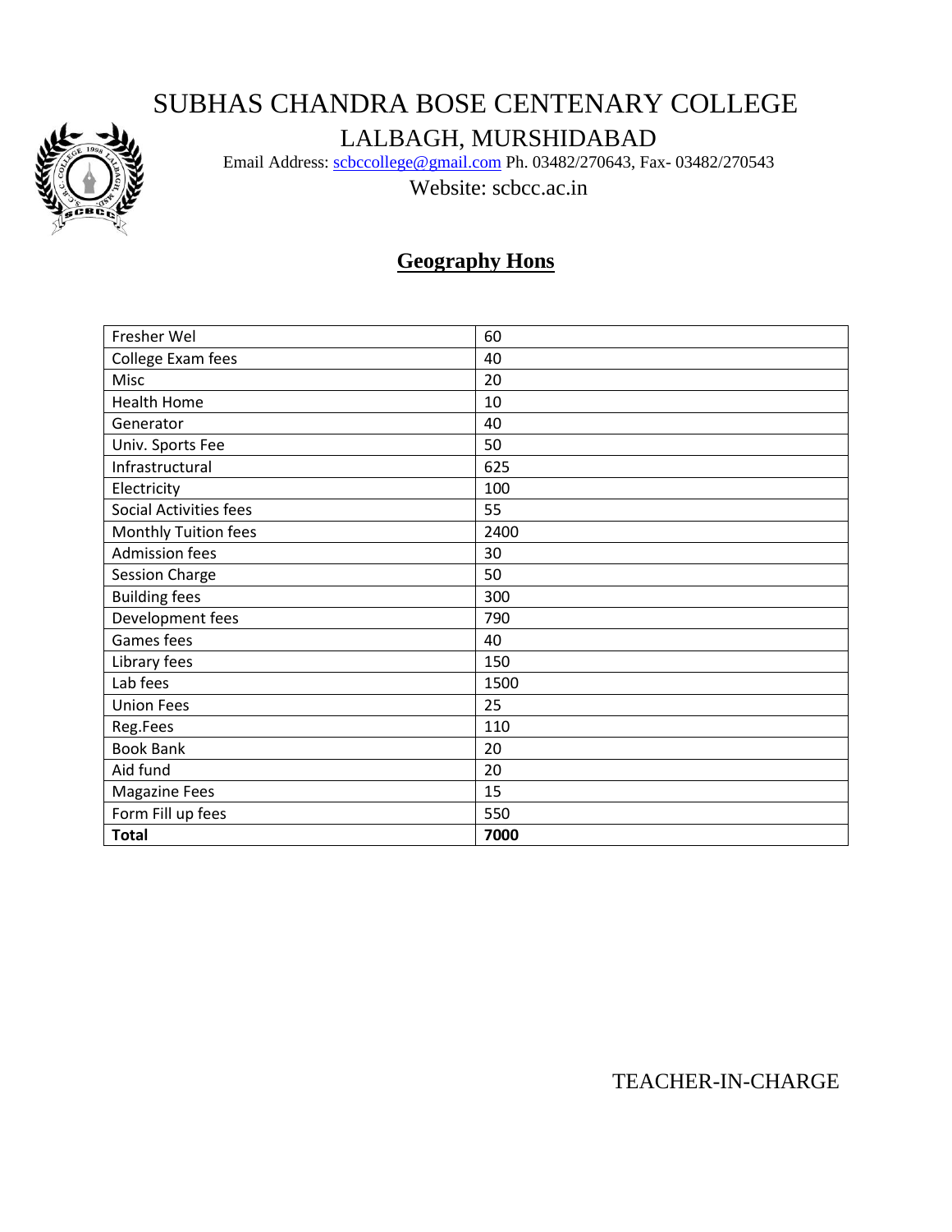# SUBHAS CHANDRA BOSE CENTENARY COLLEGE

LALBAGH, MURSHIDABAD

Email Address: scbccollege@gmail.com Ph. 03482/270643, Fax- 03482/270543

Website: scbcc.ac.in

## Geography Hons

| | |
|---|---|
| Fresher Wel | 60 |
| College Exam fees | 40 |
| Misc | 20 |
| Health Home | 10 |
| Generator | 40 |
| Univ. Sports Fee | 50 |
| Infrastructural | 625 |
| Electricity | 100 |
| Social Activities fees | 55 |
| Monthly Tuition fees | 2400 |
| Admission fees | 30 |
| Session Charge | 50 |
| Building fees | 300 |
| Development fees | 790 |
| Games fees | 40 |
| Library fees | 150 |
| Lab fees | 1500 |
| Union Fees | 25 |
| Reg.Fees | 110 |
| Book Bank | 20 |
| Aid fund | 20 |
| Magazine Fees | 15 |
| Form Fill up fees | 550 |
| **Total** | **7000** |

TEACHER-IN-CHARGE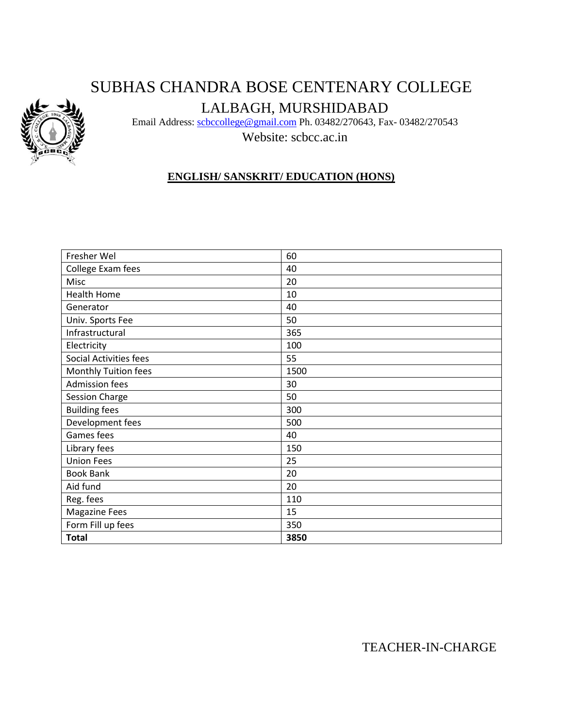# SUBHAS CHANDRA BOSE CENTENARY COLLEGE

## LALBAGH, MURSHIDABAD

Email Address: scbccollege@gmail.com Ph. 03482/270643, Fax- 03482/270543

Website: scbcc.ac.in

**ENGLISH/ SANSKRIT/ EDUCATION (HONS)**

| Fresher Wel | 60 |
|---|---|
| College Exam fees | 40 |
| Misc | 20 |
| Health Home | 10 |
| Generator | 40 |
| Univ. Sports Fee | 50 |
| Infrastructural | 365 |
| Electricity | 100 |
| Social Activities fees | 55 |
| Monthly Tuition fees | 1500 |
| Admission fees | 30 |
| Session Charge | 50 |
| Building fees | 300 |
| Development fees | 500 |
| Games fees | 40 |
| Library fees | 150 |
| Union Fees | 25 |
| Book Bank | 20 |
| Aid fund | 20 |
| Reg. fees | 110 |
| Magazine Fees | 15 |
| Form Fill up fees | 350 |
| **Total** | **3850** |

TEACHER-IN-CHARGE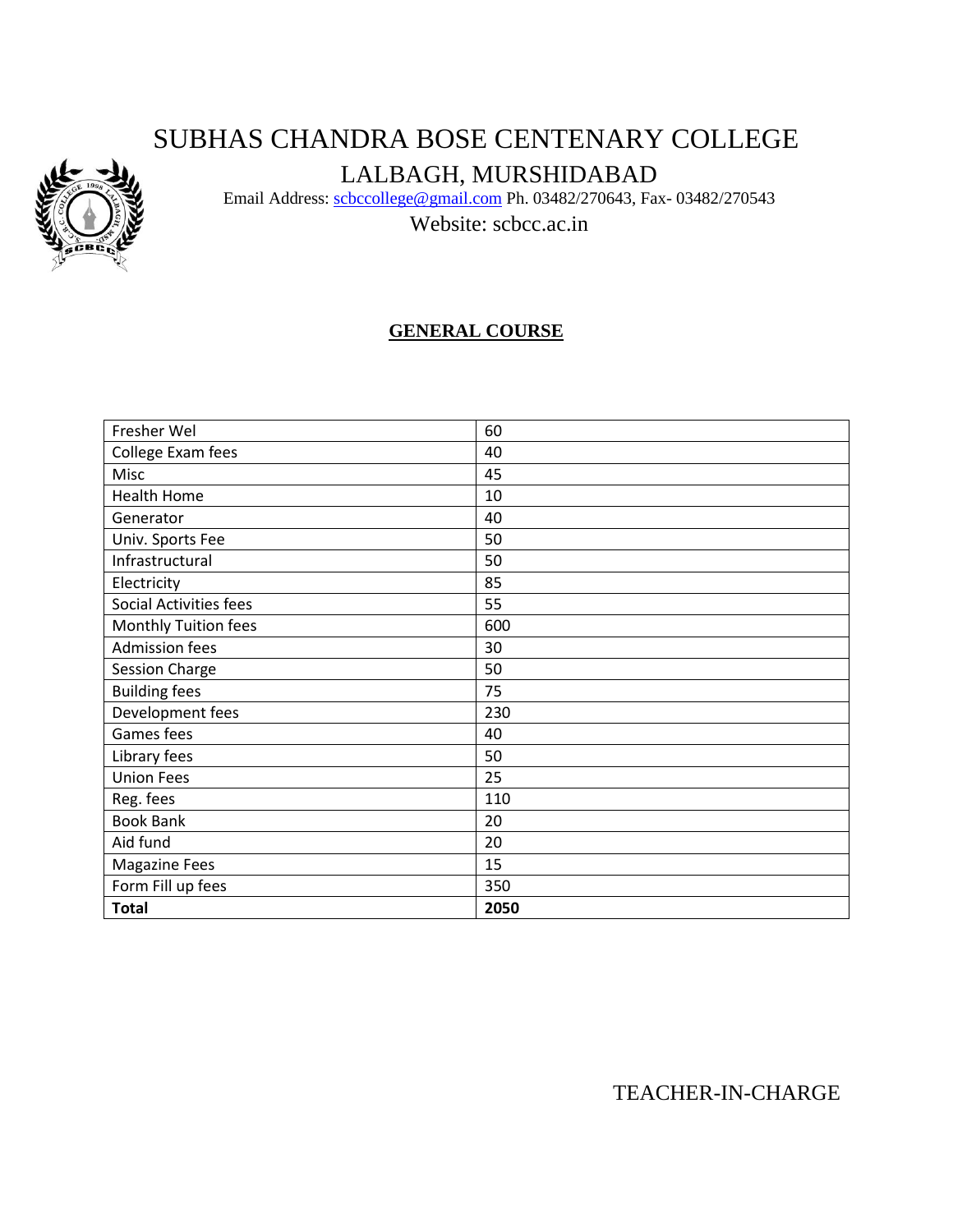# SUBHAS CHANDRA BOSE CENTENARY COLLEGE

## LALBAGH, MURSHIDABAD

Email Address: scbccollege@gmail.com Ph. 03482/270643, Fax- 03482/270543

Website: scbcc.ac.in

### GENERAL COURSE

| | |
|---|---|
| Fresher Wel | 60 |
| College Exam fees | 40 |
| Misc | 45 |
| Health Home | 10 |
| Generator | 40 |
| Univ. Sports Fee | 50 |
| Infrastructural | 50 |
| Electricity | 85 |
| Social Activities fees | 55 |
| Monthly Tuition fees | 600 |
| Admission fees | 30 |
| Session Charge | 50 |
| Building fees | 75 |
| Development fees | 230 |
| Games fees | 40 |
| Library fees | 50 |
| Union Fees | 25 |
| Reg. fees | 110 |
| Book Bank | 20 |
| Aid fund | 20 |
| Magazine Fees | 15 |
| Form Fill up fees | 350 |
| **Total** | **2050** |

TEACHER-IN-CHARGE